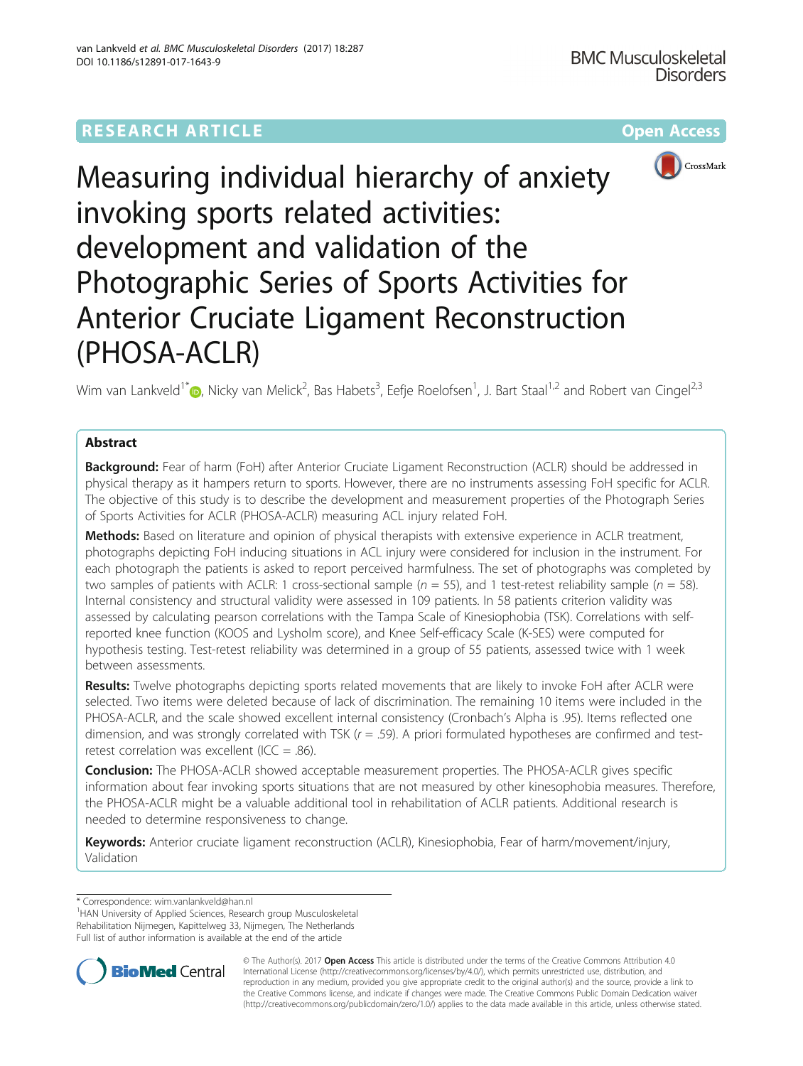RESEARCH ARTICLE

Open Access

# Measuring individual hierarchy of anxiety invoking sports related activities: development and validation of the Photographic Series of Sports Activities for Anterior Cruciate Ligament Reconstruction (PHOSA-ACLR)

Wim van Lankveld[1*], Nicky van Melick[2], Bas Habets[3], Eefje Roelofsen[1], J. Bart Staal[1,2] and Robert van Cingel[2,3]

## Abstract

**Background:** Fear of harm (FoH) after Anterior Cruciate Ligament Reconstruction (ACLR) should be addressed in physical therapy as it hampers return to sports. However, there are no instruments assessing FoH specific for ACLR. The objective of this study is to describe the development and measurement properties of the Photograph Series of Sports Activities for ACLR (PHOSA-ACLR) measuring ACL injury related FoH.

**Methods:** Based on literature and opinion of physical therapists with extensive experience in ACLR treatment, photographs depicting FoH inducing situations in ACL injury were considered for inclusion in the instrument. For each photograph the patients is asked to report perceived harmfulness. The set of photographs was completed by two samples of patients with ACLR: 1 cross-sectional sample ($n = 55$), and 1 test-retest reliability sample ($n = 58$). Internal consistency and structural validity were assessed in 109 patients. In 58 patients criterion validity was assessed by calculating pearson correlations with the Tampa Scale of Kinesiophobia (TSK). Correlations with self-reported knee function (KOOS and Lysholm score), and Knee Self-efficacy Scale (K-SES) were computed for hypothesis testing. Test-retest reliability was determined in a group of 55 patients, assessed twice with 1 week between assessments.

**Results:** Twelve photographs depicting sports related movements that are likely to invoke FoH after ACLR were selected. Two items were deleted because of lack of discrimination. The remaining 10 items were included in the PHOSA-ACLR, and the scale showed excellent internal consistency (Cronbach's Alpha is .95). Items reflected one dimension, and was strongly correlated with TSK ($r = .59$). A priori formulated hypotheses are confirmed and test-retest correlation was excellent (ICC = .86).

**Conclusion:** The PHOSA-ACLR showed acceptable measurement properties. The PHOSA-ACLR gives specific information about fear invoking sports situations that are not measured by other kinesophobia measures. Therefore, the PHOSA-ACLR might be a valuable additional tool in rehabilitation of ACLR patients. Additional research is needed to determine responsiveness to change.

**Keywords:** Anterior cruciate ligament reconstruction (ACLR), Kinesiophobia, Fear of harm/movement/injury, Validation

---

* Correspondence: wim.vanlankveld@han.nl

[1]HAN University of Applied Sciences, Research group Musculoskeletal Rehabilitation Nijmegen, Kapittelweg 33, Nijmegen, The Netherlands

Full list of author information is available at the end of the article

© The Author(s). 2017 **Open Access** This article is distributed under the terms of the Creative Commons Attribution 4.0 International License (http://creativecommons.org/licenses/by/4.0/), which permits unrestricted use, distribution, and reproduction in any medium, provided you give appropriate credit to the original author(s) and the source, provide a link to the Creative Commons license, and indicate if changes were made. The Creative Commons Public Domain Dedication waiver (http://creativecommons.org/publicdomain/zero/1.0/) applies to the data made available in this article, unless otherwise stated.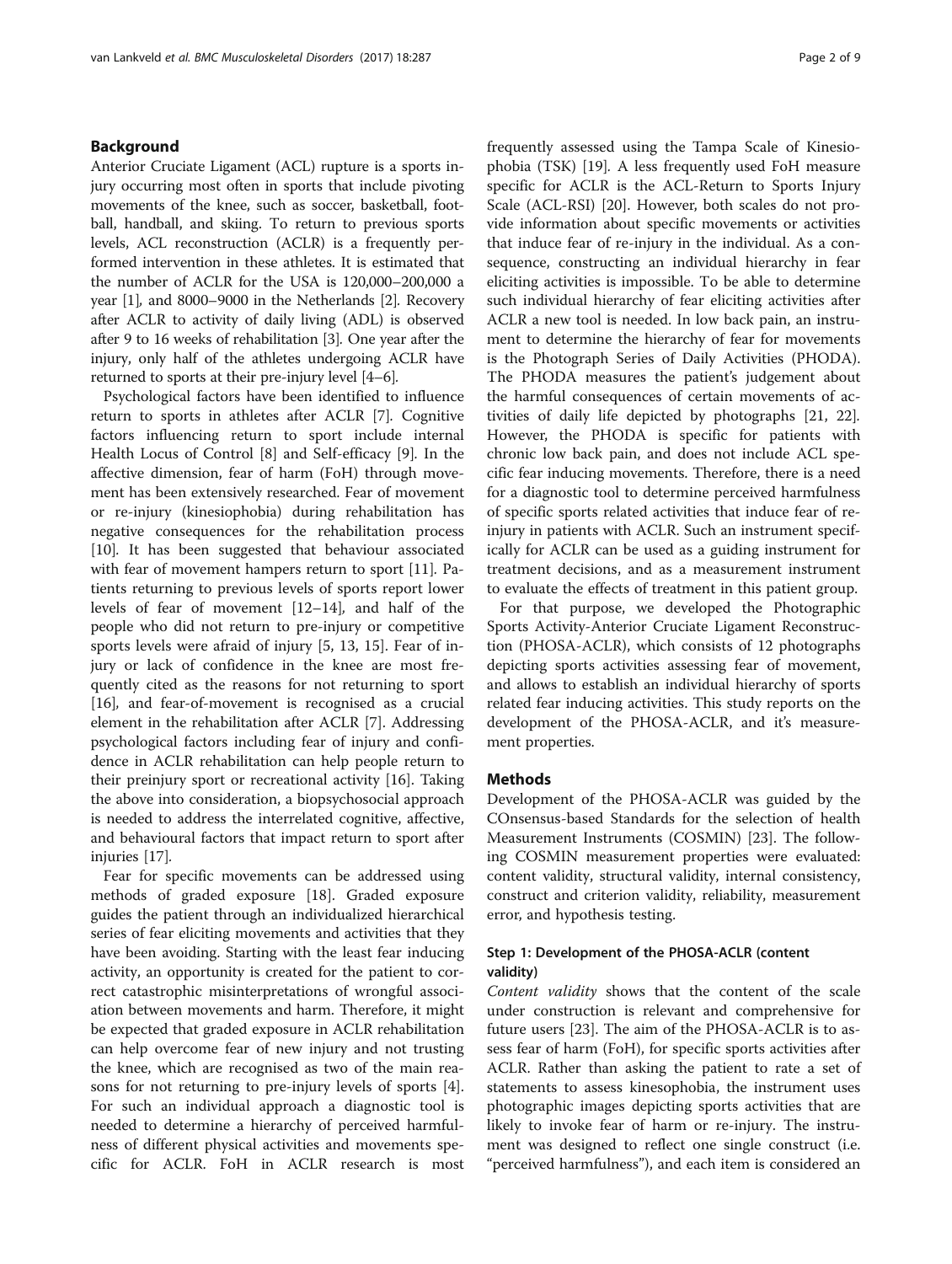## Background

Anterior Cruciate Ligament (ACL) rupture is a sports injury occurring most often in sports that include pivoting movements of the knee, such as soccer, basketball, football, handball, and skiing. To return to previous sports levels, ACL reconstruction (ACLR) is a frequently performed intervention in these athletes. It is estimated that the number of ACLR for the USA is 120,000–200,000 a year [1], and 8000–9000 in the Netherlands [2]. Recovery after ACLR to activity of daily living (ADL) is observed after 9 to 16 weeks of rehabilitation [3]. One year after the injury, only half of the athletes undergoing ACLR have returned to sports at their pre-injury level [4–6].

Psychological factors have been identified to influence return to sports in athletes after ACLR [7]. Cognitive factors influencing return to sport include internal Health Locus of Control [8] and Self-efficacy [9]. In the affective dimension, fear of harm (FoH) through movement has been extensively researched. Fear of movement or re-injury (kinesiophobia) during rehabilitation has negative consequences for the rehabilitation process [10]. It has been suggested that behaviour associated with fear of movement hampers return to sport [11]. Patients returning to previous levels of sports report lower levels of fear of movement [12–14], and half of the people who did not return to pre-injury or competitive sports levels were afraid of injury [5, 13, 15]. Fear of injury or lack of confidence in the knee are most frequently cited as the reasons for not returning to sport [16], and fear-of-movement is recognised as a crucial element in the rehabilitation after ACLR [7]. Addressing psychological factors including fear of injury and confidence in ACLR rehabilitation can help people return to their preinjury sport or recreational activity [16]. Taking the above into consideration, a biopsychosocial approach is needed to address the interrelated cognitive, affective, and behavioural factors that impact return to sport after injuries [17].

Fear for specific movements can be addressed using methods of graded exposure [18]. Graded exposure guides the patient through an individualized hierarchical series of fear eliciting movements and activities that they have been avoiding. Starting with the least fear inducing activity, an opportunity is created for the patient to correct catastrophic misinterpretations of wrongful association between movements and harm. Therefore, it might be expected that graded exposure in ACLR rehabilitation can help overcome fear of new injury and not trusting the knee, which are recognised as two of the main reasons for not returning to pre-injury levels of sports [4]. For such an individual approach a diagnostic tool is needed to determine a hierarchy of perceived harmfulness of different physical activities and movements specific for ACLR. FoH in ACLR research is most frequently assessed using the Tampa Scale of Kinesiophobia (TSK) [19]. A less frequently used FoH measure specific for ACLR is the ACL-Return to Sports Injury Scale (ACL-RSI) [20]. However, both scales do not provide information about specific movements or activities that induce fear of re-injury in the individual. As a consequence, constructing an individual hierarchy in fear eliciting activities is impossible. To be able to determine such individual hierarchy of fear eliciting activities after ACLR a new tool is needed. In low back pain, an instrument to determine the hierarchy of fear for movements is the Photograph Series of Daily Activities (PHODA). The PHODA measures the patient's judgement about the harmful consequences of certain movements of activities of daily life depicted by photographs [21, 22]. However, the PHODA is specific for patients with chronic low back pain, and does not include ACL specific fear inducing movements. Therefore, there is a need for a diagnostic tool to determine perceived harmfulness of specific sports related activities that induce fear of re-injury in patients with ACLR. Such an instrument specifically for ACLR can be used as a guiding instrument for treatment decisions, and as a measurement instrument to evaluate the effects of treatment in this patient group.

For that purpose, we developed the Photographic Sports Activity-Anterior Cruciate Ligament Reconstruction (PHOSA-ACLR), which consists of 12 photographs depicting sports activities assessing fear of movement, and allows to establish an individual hierarchy of sports related fear inducing activities. This study reports on the development of the PHOSA-ACLR, and it's measurement properties.

## Methods

Development of the PHOSA-ACLR was guided by the COnsensus-based Standards for the selection of health Measurement Instruments (COSMIN) [23]. The following COSMIN measurement properties were evaluated: content validity, structural validity, internal consistency, construct and criterion validity, reliability, measurement error, and hypothesis testing.

### Step 1: Development of the PHOSA-ACLR (content validity)

*Content validity* shows that the content of the scale under construction is relevant and comprehensive for future users [23]. The aim of the PHOSA-ACLR is to assess fear of harm (FoH), for specific sports activities after ACLR. Rather than asking the patient to rate a set of statements to assess kinesophobia, the instrument uses photographic images depicting sports activities that are likely to invoke fear of harm or re-injury. The instrument was designed to reflect one single construct (i.e. "perceived harmfulness"), and each item is considered an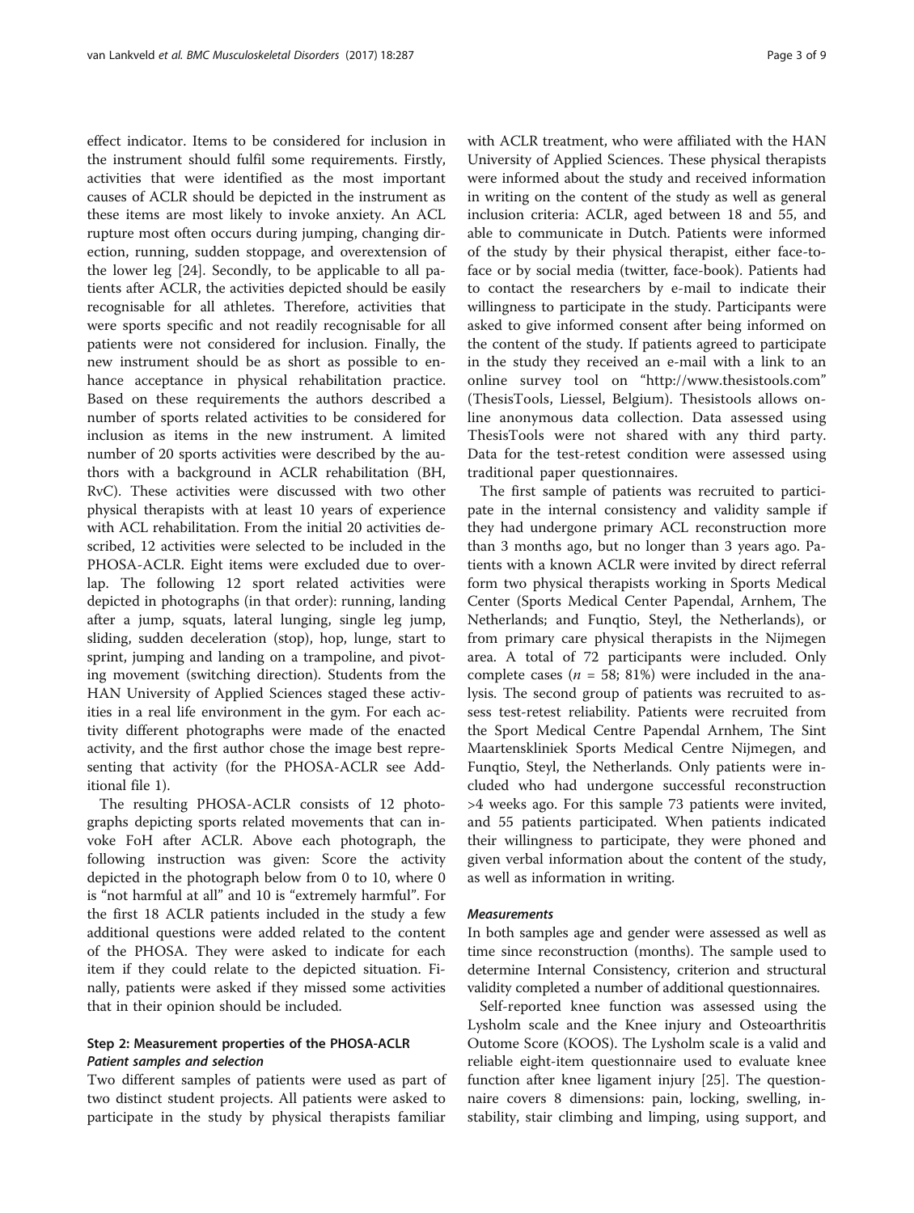effect indicator. Items to be considered for inclusion in the instrument should fulfil some requirements. Firstly, activities that were identified as the most important causes of ACLR should be depicted in the instrument as these items are most likely to invoke anxiety. An ACL rupture most often occurs during jumping, changing direction, running, sudden stoppage, and overextension of the lower leg [24]. Secondly, to be applicable to all patients after ACLR, the activities depicted should be easily recognisable for all athletes. Therefore, activities that were sports specific and not readily recognisable for all patients were not considered for inclusion. Finally, the new instrument should be as short as possible to enhance acceptance in physical rehabilitation practice. Based on these requirements the authors described a number of sports related activities to be considered for inclusion as items in the new instrument. A limited number of 20 sports activities were described by the authors with a background in ACLR rehabilitation (BH, RvC). These activities were discussed with two other physical therapists with at least 10 years of experience with ACL rehabilitation. From the initial 20 activities described, 12 activities were selected to be included in the PHOSA-ACLR. Eight items were excluded due to overlap. The following 12 sport related activities were depicted in photographs (in that order): running, landing after a jump, squats, lateral lunging, single leg jump, sliding, sudden deceleration (stop), hop, lunge, start to sprint, jumping and landing on a trampoline, and pivoting movement (switching direction). Students from the HAN University of Applied Sciences staged these activities in a real life environment in the gym. For each activity different photographs were made of the enacted activity, and the first author chose the image best representing that activity (for the PHOSA-ACLR see Additional file 1).

The resulting PHOSA-ACLR consists of 12 photographs depicting sports related movements that can invoke FoH after ACLR. Above each photograph, the following instruction was given: Score the activity depicted in the photograph below from 0 to 10, where 0 is "not harmful at all" and 10 is "extremely harmful". For the first 18 ACLR patients included in the study a few additional questions were added related to the content of the PHOSA. They were asked to indicate for each item if they could relate to the depicted situation. Finally, patients were asked if they missed some activities that in their opinion should be included.

## Step 2: Measurement properties of the PHOSA-ACLR

### *Patient samples and selection*

Two different samples of patients were used as part of two distinct student projects. All patients were asked to participate in the study by physical therapists familiar with ACLR treatment, who were affiliated with the HAN University of Applied Sciences. These physical therapists were informed about the study and received information in writing on the content of the study as well as general inclusion criteria: ACLR, aged between 18 and 55, and able to communicate in Dutch. Patients were informed of the study by their physical therapist, either face-to-face or by social media (twitter, face-book). Patients had to contact the researchers by e-mail to indicate their willingness to participate in the study. Participants were asked to give informed consent after being informed on the content of the study. If patients agreed to participate in the study they received an e-mail with a link to an online survey tool on "http://www.thesistools.com" (ThesisTools, Liessel, Belgium). Thesistools allows online anonymous data collection. Data assessed using ThesisTools were not shared with any third party. Data for the test-retest condition were assessed using traditional paper questionnaires.

The first sample of patients was recruited to participate in the internal consistency and validity sample if they had undergone primary ACL reconstruction more than 3 months ago, but no longer than 3 years ago. Patients with a known ACLR were invited by direct referral form two physical therapists working in Sports Medical Center (Sports Medical Center Papendal, Arnhem, The Netherlands; and Funqtio, Steyl, the Netherlands), or from primary care physical therapists in the Nijmegen area. A total of 72 participants were included. Only complete cases ($n$ = 58; 81%) were included in the analysis. The second group of patients was recruited to assess test-retest reliability. Patients were recruited from the Sport Medical Centre Papendal Arnhem, The Sint Maartenskliniek Sports Medical Centre Nijmegen, and Funqtio, Steyl, the Netherlands. Only patients were included who had undergone successful reconstruction >4 weeks ago. For this sample 73 patients were invited, and 55 patients participated. When patients indicated their willingness to participate, they were phoned and given verbal information about the content of the study, as well as information in writing.

### *Measurements*

In both samples age and gender were assessed as well as time since reconstruction (months). The sample used to determine Internal Consistency, criterion and structural validity completed a number of additional questionnaires.

Self-reported knee function was assessed using the Lysholm scale and the Knee injury and Osteoarthritis Outome Score (KOOS). The Lysholm scale is a valid and reliable eight-item questionnaire used to evaluate knee function after knee ligament injury [25]. The questionnaire covers 8 dimensions: pain, locking, swelling, instability, stair climbing and limping, using support, and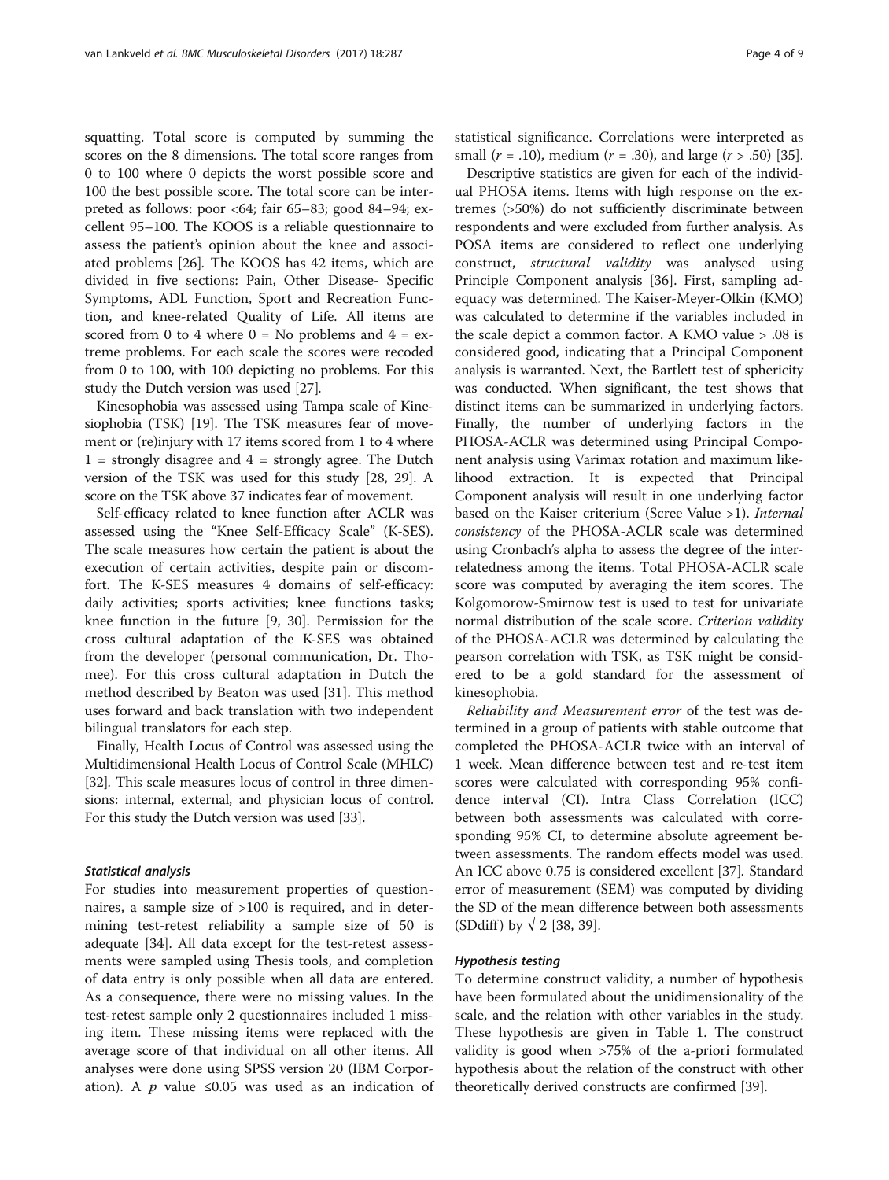squatting. Total score is computed by summing the scores on the 8 dimensions. The total score ranges from 0 to 100 where 0 depicts the worst possible score and 100 the best possible score. The total score can be interpreted as follows: poor <64; fair 65–83; good 84–94; excellent 95–100. The KOOS is a reliable questionnaire to assess the patient's opinion about the knee and associated problems [26]. The KOOS has 42 items, which are divided in five sections: Pain, Other Disease- Specific Symptoms, ADL Function, Sport and Recreation Function, and knee-related Quality of Life. All items are scored from 0 to 4 where 0 = No problems and 4 = extreme problems. For each scale the scores were recoded from 0 to 100, with 100 depicting no problems. For this study the Dutch version was used [27].

Kinesophobia was assessed using Tampa scale of Kinesiophobia (TSK) [19]. The TSK measures fear of movement or (re)injury with 17 items scored from 1 to 4 where 1 = strongly disagree and 4 = strongly agree. The Dutch version of the TSK was used for this study [28, 29]. A score on the TSK above 37 indicates fear of movement.

Self-efficacy related to knee function after ACLR was assessed using the "Knee Self-Efficacy Scale" (K-SES). The scale measures how certain the patient is about the execution of certain activities, despite pain or discomfort. The K-SES measures 4 domains of self-efficacy: daily activities; sports activities; knee functions tasks; knee function in the future [9, 30]. Permission for the cross cultural adaptation of the K-SES was obtained from the developer (personal communication, Dr. Thomee). For this cross cultural adaptation in Dutch the method described by Beaton was used [31]. This method uses forward and back translation with two independent bilingual translators for each step.

Finally, Health Locus of Control was assessed using the Multidimensional Health Locus of Control Scale (MHLC) [32]. This scale measures locus of control in three dimensions: internal, external, and physician locus of control. For this study the Dutch version was used [33].

#### *Statistical analysis*

For studies into measurement properties of questionnaires, a sample size of >100 is required, and in determining test-retest reliability a sample size of 50 is adequate [34]. All data except for the test-retest assessments were sampled using Thesis tools, and completion of data entry is only possible when all data are entered. As a consequence, there were no missing values. In the test-retest sample only 2 questionnaires included 1 missing item. These missing items were replaced with the average score of that individual on all other items. All analyses were done using SPSS version 20 (IBM Corporation). A $p$ value ≤0.05 was used as an indication of statistical significance. Correlations were interpreted as small ($r$ = .10), medium ($r$ = .30), and large ($r$ > .50) [35].

Descriptive statistics are given for each of the individual PHOSA items. Items with high response on the extremes (>50%) do not sufficiently discriminate between respondents and were excluded from further analysis. As POSA items are considered to reflect one underlying construct, *structural validity* was analysed using Principle Component analysis [36]. First, sampling adequacy was determined. The Kaiser-Meyer-Olkin (KMO) was calculated to determine if the variables included in the scale depict a common factor. A KMO value > .08 is considered good, indicating that a Principal Component analysis is warranted. Next, the Bartlett test of sphericity was conducted. When significant, the test shows that distinct items can be summarized in underlying factors. Finally, the number of underlying factors in the PHOSA-ACLR was determined using Principal Component analysis using Varimax rotation and maximum likelihood extraction. It is expected that Principal Component analysis will result in one underlying factor based on the Kaiser criterium (Scree Value >1). *Internal consistency* of the PHOSA-ACLR scale was determined using Cronbach's alpha to assess the degree of the interrelatedness among the items. Total PHOSA-ACLR scale score was computed by averaging the item scores. The Kolgomorow-Smirnow test is used to test for univariate normal distribution of the scale score. *Criterion validity* of the PHOSA-ACLR was determined by calculating the pearson correlation with TSK, as TSK might be considered to be a gold standard for the assessment of kinesophobia.

*Reliability and Measurement error* of the test was determined in a group of patients with stable outcome that completed the PHOSA-ACLR twice with an interval of 1 week. Mean difference between test and re-test item scores were calculated with corresponding 95% confidence interval (CI). Intra Class Correlation (ICC) between both assessments was calculated with corresponding 95% CI, to determine absolute agreement between assessments. The random effects model was used. An ICC above 0.75 is considered excellent [37]. Standard error of measurement (SEM) was computed by dividing the SD of the mean difference between both assessments (SDdiff) by √ 2 [38, 39].

#### *Hypothesis testing*

To determine construct validity, a number of hypothesis have been formulated about the unidimensionality of the scale, and the relation with other variables in the study. These hypothesis are given in Table 1. The construct validity is good when >75% of the a-priori formulated hypothesis about the relation of the construct with other theoretically derived constructs are confirmed [39].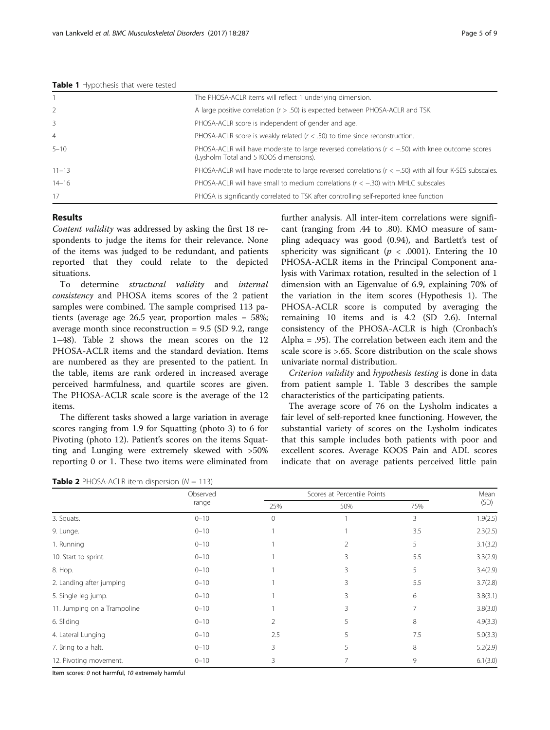**Table 1** Hypothesis that were tested

| | |
|---|---|
| 1 | The PHOSA-ACLR items will reflect 1 underlying dimension. |
| 2 | A large positive correlation ($r > .50$) is expected between PHOSA-ACLR and TSK. |
| 3 | PHOSA-ACLR score is independent of gender and age. |
| 4 | PHOSA-ACLR score is weakly related ($r < .50$) to time since reconstruction. |
| 5–10 | PHOSA-ACLR will have moderate to large reversed correlations ($r < -.50$) with knee outcome scores (Lysholm Total and 5 KOOS dimensions). |
| 11–13 | PHOSA-ACLR will have moderate to large reversed correlations ($r < -.50$) with all four K-SES subscales. |
| 14–16 | PHOSA-ACLR will have small to medium correlations ($r < -.30$) with MHLC subscales |
| 17 | PHOSA is significantly correlated to TSK after controlling self-reported knee function |

## Results

*Content validity* was addressed by asking the first 18 respondents to judge the items for their relevance. None of the items was judged to be redundant, and patients reported that they could relate to the depicted situations.

To determine *structural validity* and *internal consistency* and PHOSA items scores of the 2 patient samples were combined. The sample comprised 113 patients (average age 26.5 year, proportion males = 58%; average month since reconstruction = 9.5 (SD 9.2, range 1–48). Table 2 shows the mean scores on the 12 PHOSA-ACLR items and the standard deviation. Items are numbered as they are presented to the patient. In the table, items are rank ordered in increased average perceived harmfulness, and quartile scores are given. The PHOSA-ACLR scale score is the average of the 12 items.

The different tasks showed a large variation in average scores ranging from 1.9 for Squatting (photo 3) to 6 for Pivoting (photo 12). Patient's scores on the items Squatting and Lunging were extremely skewed with >50% reporting 0 or 1. These two items were eliminated from further analysis. All inter-item correlations were significant (ranging from .44 to .80). KMO measure of sampling adequacy was good (0.94), and Bartlett's test of sphericity was significant ($p < .0001$). Entering the 10 PHOSA-ACLR items in the Principal Component analysis with Varimax rotation, resulted in the selection of 1 dimension with an Eigenvalue of 6.9, explaining 70% of the variation in the item scores (Hypothesis 1). The PHOSA-ACLR score is computed by averaging the remaining 10 items and is 4.2 (SD 2.6). Internal consistency of the PHOSA-ACLR is high (Cronbach's Alpha = .95). The correlation between each item and the scale score is >.65. Score distribution on the scale shows univariate normal distribution.

*Criterion validity* and *hypothesis testing* is done in data from patient sample 1. Table 3 describes the sample characteristics of the participating patients.

The average score of 76 on the Lysholm indicates a fair level of self-reported knee functioning. However, the substantial variety of scores on the Lysholm indicates that this sample includes both patients with poor and excellent scores. Average KOOS Pain and ADL scores indicate that on average patients perceived little pain

**Table 2** PHOSA-ACLR item dispersion ($N = 113$)

| | Observed range | Scores at Percentile Points | | | Mean (SD) |
|---|---|---|---|---|---|
| | | 25% | 50% | 75% | |
| 3. Squats. | 0–10 | 0 | 1 | 3 | 1.9(2.5) |
| 9. Lunge. | 0–10 | 1 | 1 | 3.5 | 2.3(2.5) |
| 1. Running | 0–10 | 1 | 2 | 5 | 3.1(3.2) |
| 10. Start to sprint. | 0–10 | 1 | 3 | 5.5 | 3.3(2.9) |
| 8. Hop. | 0–10 | 1 | 3 | 5 | 3.4(2.9) |
| 2. Landing after jumping | 0–10 | 1 | 3 | 5.5 | 3.7(2.8) |
| 5. Single leg jump. | 0–10 | 1 | 3 | 6 | 3.8(3.1) |
| 11. Jumping on a Trampoline | 0–10 | 1 | 3 | 7 | 3.8(3.0) |
| 6. Sliding | 0–10 | 2 | 5 | 8 | 4.9(3.3) |
| 4. Lateral Lunging | 0–10 | 2.5 | 5 | 7.5 | 5.0(3.3) |
| 7. Bring to a halt. | 0–10 | 3 | 5 | 8 | 5.2(2.9) |
| 12. Pivoting movement. | 0–10 | 3 | 7 | 9 | 6.1(3.0) |

Item scores: *0* not harmful, *10* extremely harmful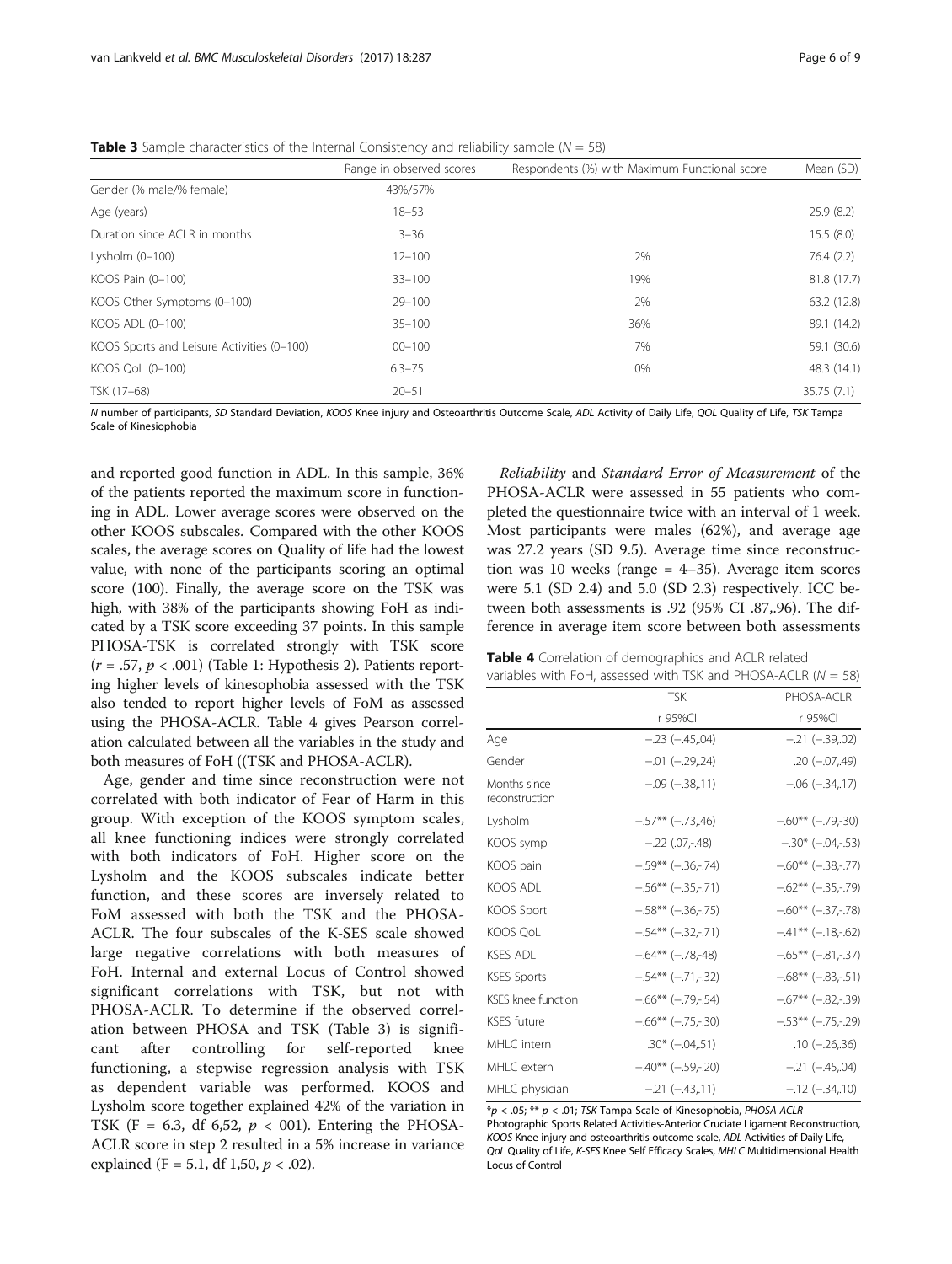**Table 3** Sample characteristics of the Internal Consistency and reliability sample ($N$ = 58)

| | Range in observed scores | Respondents (%) with Maximum Functional score | Mean (SD) |
|---|---|---|---|
| Gender (% male/% female) | 43%/57% | | |
| Age (years) | 18–53 | | 25.9 (8.2) |
| Duration since ACLR in months | 3–36 | | 15.5 (8.0) |
| Lysholm (0–100) | 12–100 | 2% | 76.4 (2.2) |
| KOOS Pain (0–100) | 33–100 | 19% | 81.8 (17.7) |
| KOOS Other Symptoms (0–100) | 29–100 | 2% | 63.2 (12.8) |
| KOOS ADL (0–100) | 35–100 | 36% | 89.1 (14.2) |
| KOOS Sports and Leisure Activities (0–100) | 00–100 | 7% | 59.1 (30.6) |
| KOOS QoL (0–100) | 6.3–75 | 0% | 48.3 (14.1) |
| TSK (17–68) | 20–51 | | 35.75 (7.1) |

*N* number of participants, *SD* Standard Deviation, *KOOS* Knee injury and Osteoarthritis Outcome Scale, *ADL* Activity of Daily Life, *QOL* Quality of Life, *TSK* Tampa Scale of Kinesiophobia

and reported good function in ADL. In this sample, 36% of the patients reported the maximum score in functioning in ADL. Lower average scores were observed on the other KOOS subscales. Compared with the other KOOS scales, the average scores on Quality of life had the lowest value, with none of the participants scoring an optimal score (100). Finally, the average score on the TSK was high, with 38% of the participants showing FoH as indicated by a TSK score exceeding 37 points. In this sample PHOSA-TSK is correlated strongly with TSK score ($r$ = .57, $p$ < .001) (Table 1: Hypothesis 2). Patients reporting higher levels of kinesophobia assessed with the TSK also tended to report higher levels of FoM as assessed using the PHOSA-ACLR. Table 4 gives Pearson correlation calculated between all the variables in the study and both measures of FoH ((TSK and PHOSA-ACLR).

Age, gender and time since reconstruction were not correlated with both indicator of Fear of Harm in this group. With exception of the KOOS symptom scales, all knee functioning indices were strongly correlated with both indicators of FoH. Higher score on the Lysholm and the KOOS subscales indicate better function, and these scores are inversely related to FoM assessed with both the TSK and the PHOSA-ACLR. The four subscales of the K-SES scale showed large negative correlations with both measures of FoH. Internal and external Locus of Control showed significant correlations with TSK, but not with PHOSA-ACLR. To determine if the observed correlation between PHOSA and TSK (Table 3) is significant after controlling for self-reported knee functioning, a stepwise regression analysis with TSK as dependent variable was performed. KOOS and Lysholm score together explained 42% of the variation in TSK (F = 6.3, df 6,52, $p$ < 001). Entering the PHOSA-ACLR score in step 2 resulted in a 5% increase in variance explained (F = 5.1, df 1,50, $p$ < .02).

*Reliability* and *Standard Error of Measurement* of the PHOSA-ACLR were assessed in 55 patients who completed the questionnaire twice with an interval of 1 week. Most participants were males (62%), and average age was 27.2 years (SD 9.5). Average time since reconstruction was 10 weeks (range = 4–35). Average item scores were 5.1 (SD 2.4) and 5.0 (SD 2.3) respectively. ICC between both assessments is .92 (95% CI .87,.96). The difference in average item score between both assessments

**Table 4** Correlation of demographics and ACLR related variables with FoH, assessed with TSK and PHOSA-ACLR ($N$ = 58)

| | TSK | PHOSA-ACLR |
|---|---|---|
| | r 95%CI | r 95%CI |
| Age | −.23 (−.45,.04) | −.21 (−.39,.02) |
| Gender | −.01 (−.29,.24) | .20 (−.07,.49) |
| Months since reconstruction | −.09 (−.38,.11) | −.06 (−.34,.17) |
| Lysholm | −.57** (−.73,.46) | −.60** (−.79,-30) |
| KOOS symp | −.22 (.07,-.48) | −.30* (−.04,-.53) |
| KOOS pain | −.59** (−.36,-.74) | −.60** (−.38,-.77) |
| KOOS ADL | −.56** (−.35,-.71) | −.62** (−.35,-.79) |
| KOOS Sport | −.58** (−.36,-.75) | −.60** (−.37,-.78) |
| KOOS QoL | −.54** (−.32,-.71) | −.41** (−.18,-.62) |
| KSES ADL | −.64** (−.78,-48) | −.65** (−.81,-.37) |
| KSES Sports | −.54** (−.71,-.32) | −.68** (−.83,-.51) |
| KSES knee function | −.66** (−.79,-.54) | −.67** (−.82,-.39) |
| KSES future | −.66** (−.75,-.30) | −.53** (−.75,-.29) |
| MHLC intern | .30* (−.04,.51) | .10 (−.26,.36) |
| MHLC extern | −.40** (−.59,-.20) | −.21 (−.45,.04) |
| MHLC physician | −.21 (−.43,.11) | −.12 (−.34,.10) |

*$p$ < .05; ** $p$ < .01; *TSK* Tampa Scale of Kinesophobia, *PHOSA-ACLR* Photographic Sports Related Activities-Anterior Cruciate Ligament Reconstruction, *KOOS* Knee injury and osteoarthritis outcome scale, *ADL* Activities of Daily Life, *QoL* Quality of Life, *K-SES* Knee Self Efficacy Scales, *MHLC* Multidimensional Health Locus of Control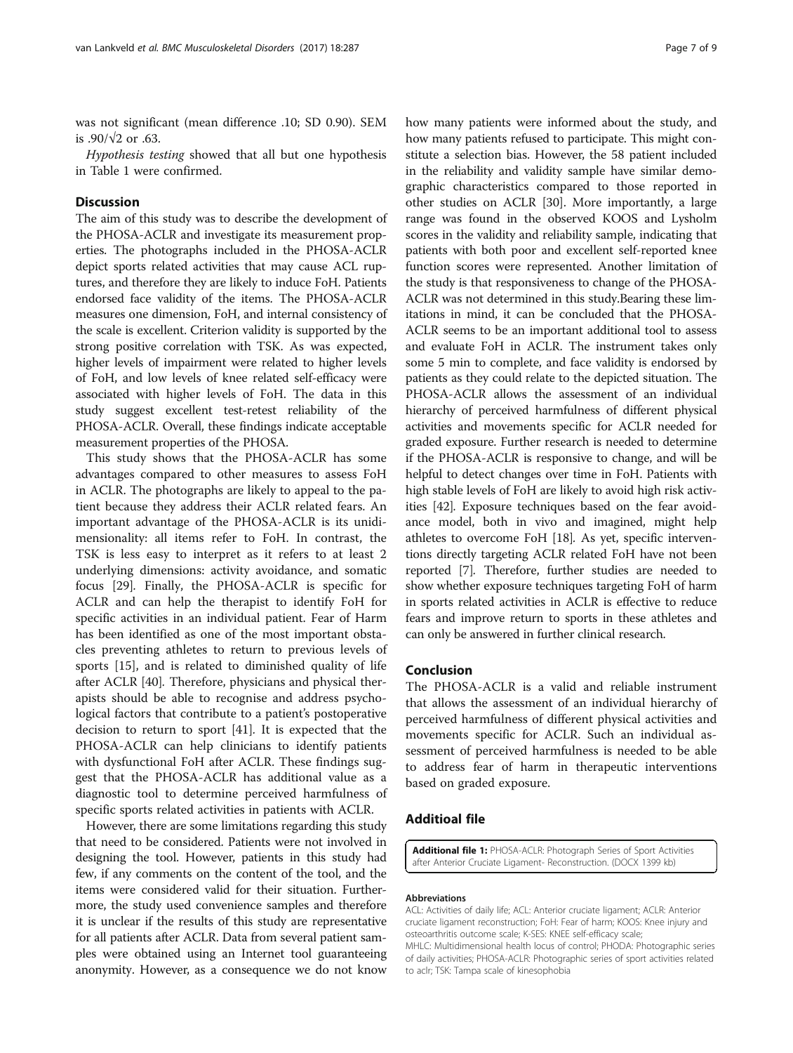was not significant (mean difference .10; SD 0.90). SEM is $.90/\sqrt{2}$ or .63.

*Hypothesis testing* showed that all but one hypothesis in Table 1 were confirmed.

## Discussion

The aim of this study was to describe the development of the PHOSA-ACLR and investigate its measurement properties. The photographs included in the PHOSA-ACLR depict sports related activities that may cause ACL ruptures, and therefore they are likely to induce FoH. Patients endorsed face validity of the items. The PHOSA-ACLR measures one dimension, FoH, and internal consistency of the scale is excellent. Criterion validity is supported by the strong positive correlation with TSK. As was expected, higher levels of impairment were related to higher levels of FoH, and low levels of knee related self-efficacy were associated with higher levels of FoH. The data in this study suggest excellent test-retest reliability of the PHOSA-ACLR. Overall, these findings indicate acceptable measurement properties of the PHOSA.

This study shows that the PHOSA-ACLR has some advantages compared to other measures to assess FoH in ACLR. The photographs are likely to appeal to the patient because they address their ACLR related fears. An important advantage of the PHOSA-ACLR is its unidimensionality: all items refer to FoH. In contrast, the TSK is less easy to interpret as it refers to at least 2 underlying dimensions: activity avoidance, and somatic focus [29]. Finally, the PHOSA-ACLR is specific for ACLR and can help the therapist to identify FoH for specific activities in an individual patient. Fear of Harm has been identified as one of the most important obstacles preventing athletes to return to previous levels of sports [15], and is related to diminished quality of life after ACLR [40]. Therefore, physicians and physical therapists should be able to recognise and address psychological factors that contribute to a patient's postoperative decision to return to sport [41]. It is expected that the PHOSA-ACLR can help clinicians to identify patients with dysfunctional FoH after ACLR. These findings suggest that the PHOSA-ACLR has additional value as a diagnostic tool to determine perceived harmfulness of specific sports related activities in patients with ACLR.

However, there are some limitations regarding this study that need to be considered. Patients were not involved in designing the tool. However, patients in this study had few, if any comments on the content of the tool, and the items were considered valid for their situation. Furthermore, the study used convenience samples and therefore it is unclear if the results of this study are representative for all patients after ACLR. Data from several patient samples were obtained using an Internet tool guaranteeing anonymity. However, as a consequence we do not know how many patients were informed about the study, and how many patients refused to participate. This might constitute a selection bias. However, the 58 patient included in the reliability and validity sample have similar demographic characteristics compared to those reported in other studies on ACLR [30]. More importantly, a large range was found in the observed KOOS and Lysholm scores in the validity and reliability sample, indicating that patients with both poor and excellent self-reported knee function scores were represented. Another limitation of the study is that responsiveness to change of the PHOSA-ACLR was not determined in this study.Bearing these limitations in mind, it can be concluded that the PHOSA-ACLR seems to be an important additional tool to assess and evaluate FoH in ACLR. The instrument takes only some 5 min to complete, and face validity is endorsed by patients as they could relate to the depicted situation. The PHOSA-ACLR allows the assessment of an individual hierarchy of perceived harmfulness of different physical activities and movements specific for ACLR needed for graded exposure. Further research is needed to determine if the PHOSA-ACLR is responsive to change, and will be helpful to detect changes over time in FoH. Patients with high stable levels of FoH are likely to avoid high risk activities [42]. Exposure techniques based on the fear avoidance model, both in vivo and imagined, might help athletes to overcome FoH [18]. As yet, specific interventions directly targeting ACLR related FoH have not been reported [7]. Therefore, further studies are needed to show whether exposure techniques targeting FoH of harm in sports related activities in ACLR is effective to reduce fears and improve return to sports in these athletes and can only be answered in further clinical research.

## Conclusion

The PHOSA-ACLR is a valid and reliable instrument that allows the assessment of an individual hierarchy of perceived harmfulness of different physical activities and movements specific for ACLR. Such an individual assessment of perceived harmfulness is needed to be able to address fear of harm in therapeutic interventions based on graded exposure.

## Additioal file

**Additional file 1:** PHOSA-ACLR: Photograph Series of Sport Activities after Anterior Cruciate Ligament- Reconstruction. (DOCX 1399 kb)

#### Abbreviations

ACL: Activities of daily life; ACL: Anterior cruciate ligament; ACLR: Anterior cruciate ligament reconstruction; FoH: Fear of harm; KOOS: Knee injury and osteoarthritis outcome scale; K-SES: KNEE self-efficacy scale; MHLC: Multidimensional health locus of control; PHODA: Photographic series of daily activities; PHOSA-ACLR: Photographic series of sport activities related to aclr; TSK: Tampa scale of kinesophobia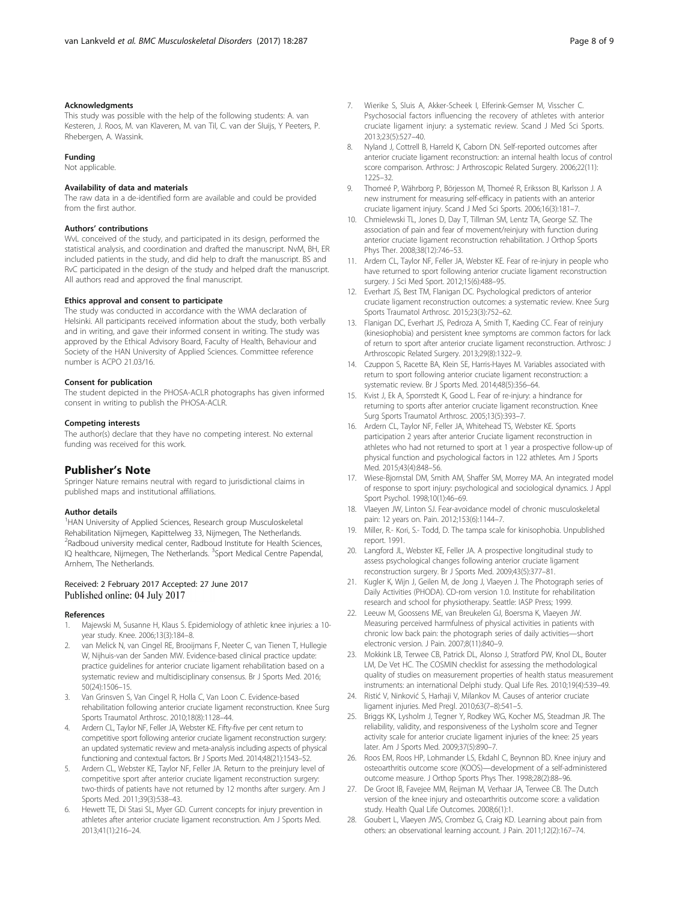#### Acknowledgments

This study was possible with the help of the following students: A. van Kesteren, J. Roos, M. van Klaveren, M. van Til, C. van der Sluijs, Y Peeters, P. Rhebergen, A. Wassink.

#### Funding

Not applicable.

#### Availability of data and materials

The raw data in a de-identified form are available and could be provided from the first author.

#### Authors' contributions

WvL conceived of the study, and participated in its design, performed the statistical analysis, and coordination and drafted the manuscript. NvM, BH, ER included patients in the study, and did help to draft the manuscript. BS and RvC participated in the design of the study and helped draft the manuscript. All authors read and approved the final manuscript.

#### Ethics approval and consent to participate

The study was conducted in accordance with the WMA declaration of Helsinki. All participants received information about the study, both verbally and in writing, and gave their informed consent in writing. The study was approved by the Ethical Advisory Board, Faculty of Health, Behaviour and Society of the HAN University of Applied Sciences. Committee reference number is ACPO 21.03/16.

#### Consent for publication

The student depicted in the PHOSA-ACLR photographs has given informed consent in writing to publish the PHOSA-ACLR.

#### Competing interests

The author(s) declare that they have no competing interest. No external funding was received for this work.

## Publisher's Note

Springer Nature remains neutral with regard to jurisdictional claims in published maps and institutional affiliations.

#### Author details

[1]HAN University of Applied Sciences, Research group Musculoskeletal Rehabilitation Nijmegen, Kapittelweg 33, Nijmegen, The Netherlands. [2]Radboud university medical center, Radboud Institute for Health Sciences, IQ healthcare, Nijmegen, The Netherlands. [3]Sport Medical Centre Papendal, Arnhem, The Netherlands.

Received: 2 February 2017 Accepted: 27 June 2017
Published online: 04 July 2017

#### References

1. Majewski M, Susanne H, Klaus S. Epidemiology of athletic knee injuries: a 10-year study. Knee. 2006;13(3):184–8.
2. van Melick N, van Cingel RE, Brooijmans F, Neeter C, van Tienen T, Hullegie W, Nijhuis-van der Sanden MW. Evidence-based clinical practice update: practice guidelines for anterior cruciate ligament rehabilitation based on a systematic review and multidisciplinary consensus. Br J Sports Med. 2016; 50(24):1506–15.
3. Van Grinsven S, Van Cingel R, Holla C, Van Loon C. Evidence-based rehabilitation following anterior cruciate ligament reconstruction. Knee Surg Sports Traumatol Arthrosc. 2010;18(8):1128–44.
4. Ardern CL, Taylor NF, Feller JA, Webster KE. Fifty-five per cent return to competitive sport following anterior cruciate ligament reconstruction surgery: an updated systematic review and meta-analysis including aspects of physical functioning and contextual factors. Br J Sports Med. 2014;48(21):1543–52.
5. Ardern CL, Webster KE, Taylor NF, Feller JA. Return to the preinjury level of competitive sport after anterior cruciate ligament reconstruction surgery: two-thirds of patients have not returned by 12 months after surgery. Am J Sports Med. 2011;39(3):538–43.
6. Hewett TE, Di Stasi SL, Myer GD. Current concepts for injury prevention in athletes after anterior cruciate ligament reconstruction. Am J Sports Med. 2013;41(1):216–24.
7. Wierike S, Sluis A, Akker-Scheek I, Elferink-Gemser M, Visscher C. Psychosocial factors influencing the recovery of athletes with anterior cruciate ligament injury: a systematic review. Scand J Med Sci Sports. 2013;23(5):527–40.
8. Nyland J, Cottrell B, Harreld K, Caborn DN. Self-reported outcomes after anterior cruciate ligament reconstruction: an internal health locus of control score comparison. Arthrosc: J Arthroscopic Related Surgery. 2006;22(11): 1225–32.
9. Thomeé P, Währborg P, Börjesson M, Thomeé R, Eriksson BI, Karlsson J. A new instrument for measuring self-efficacy in patients with an anterior cruciate ligament injury. Scand J Med Sci Sports. 2006;16(3):181–7.
10. Chmielewski TL, Jones D, Day T, Tillman SM, Lentz TA, George SZ. The association of pain and fear of movement/reinjury with function during anterior cruciate ligament reconstruction rehabilitation. J Orthop Sports Phys Ther. 2008;38(12):746–53.
11. Ardern CL, Taylor NF, Feller JA, Webster KE. Fear of re-injury in people who have returned to sport following anterior cruciate ligament reconstruction surgery. J Sci Med Sport. 2012;15(6):488–95.
12. Everhart JS, Best TM, Flanigan DC. Psychological predictors of anterior cruciate ligament reconstruction outcomes: a systematic review. Knee Surg Sports Traumatol Arthrosc. 2015;23(3):752–62.
13. Flanigan DC, Everhart JS, Pedroza A, Smith T, Kaeding CC. Fear of reinjury (kinesiophobia) and persistent knee symptoms are common factors for lack of return to sport after anterior cruciate ligament reconstruction. Arthrosc: J Arthroscopic Related Surgery. 2013;29(8):1322–9.
14. Czuppon S, Racette BA, Klein SE, Harris-Hayes M. Variables associated with return to sport following anterior cruciate ligament reconstruction: a systematic review. Br J Sports Med. 2014;48(5):356–64.
15. Kvist J, Ek A, Sporrstedt K, Good L. Fear of re-injury: a hindrance for returning to sports after anterior cruciate ligament reconstruction. Knee Surg Sports Traumatol Arthrosc. 2005;13(5):393–7.
16. Ardern CL, Taylor NF, Feller JA, Whitehead TS, Webster KE. Sports participation 2 years after anterior Cruciate ligament reconstruction in athletes who had not returned to sport at 1 year a prospective follow-up of physical function and psychological factors in 122 athletes. Am J Sports Med. 2015;43(4):848–56.
17. Wiese-Bjornstal DM, Smith AM, Shaffer SM, Morrey MA. An integrated model of response to sport injury: psychological and sociological dynamics. J Appl Sport Psychol. 1998;10(1):46–69.
18. Vlaeyen JW, Linton SJ. Fear-avoidance model of chronic musculoskeletal pain: 12 years on. Pain. 2012;153(6):1144–7.
19. Miller, R.- Kori, S.- Todd, D. The tampa scale for kinisophobia. Unpublished report. 1991.
20. Langford JL, Webster KE, Feller JA. A prospective longitudinal study to assess psychological changes following anterior cruciate ligament reconstruction surgery. Br J Sports Med. 2009;43(5):377–81.
21. Kugler K, Wijn J, Geilen M, de Jong J, Vlaeyen J. The Photograph series of Daily Activities (PHODA). CD-rom version 1.0. Institute for rehabilitation research and school for physiotherapy. Seattle: IASP Press; 1999.
22. Leeuw M, Goossens ME, van Breukelen GJ, Boersma K, Vlaeyen JW. Measuring perceived harmfulness of physical activities in patients with chronic low back pain: the photograph series of daily activities—short electronic version. J Pain. 2007;8(11):840–9.
23. Mokkink LB, Terwee CB, Patrick DL, Alonso J, Stratford PW, Knol DL, Bouter LM, De Vet HC. The COSMIN checklist for assessing the methodological quality of studies on measurement properties of health status measurement instruments: an international Delphi study. Qual Life Res. 2010;19(4):539–49.
24. Ristić V, Ninković S, Harhaji V, Milankov M. Causes of anterior cruciate ligament injuries. Med Pregl. 2010;63(7–8):541–5.
25. Briggs KK, Lysholm J, Tegner Y, Rodkey WG, Kocher MS, Steadman JR. The reliability, validity, and responsiveness of the Lysholm score and Tegner activity scale for anterior cruciate ligament injuries of the knee: 25 years later. Am J Sports Med. 2009;37(5):890–7.
26. Roos EM, Roos HP, Lohmander LS, Ekdahl C, Beynnon BD. Knee injury and osteoarthritis outcome score (KOOS)—development of a self-administered outcome measure. J Orthop Sports Phys Ther. 1998;28(2):88–96.
27. De Groot IB, Favejee MM, Reijman M, Verhaar JA, Terwee CB. The Dutch version of the knee injury and osteoarthritis outcome score: a validation study. Health Qual Life Outcomes. 2008;6(1):1.
28. Goubert L, Vlaeyen JWS, Crombez G, Craig KD. Learning about pain from others: an observational learning account. J Pain. 2011;12(2):167–74.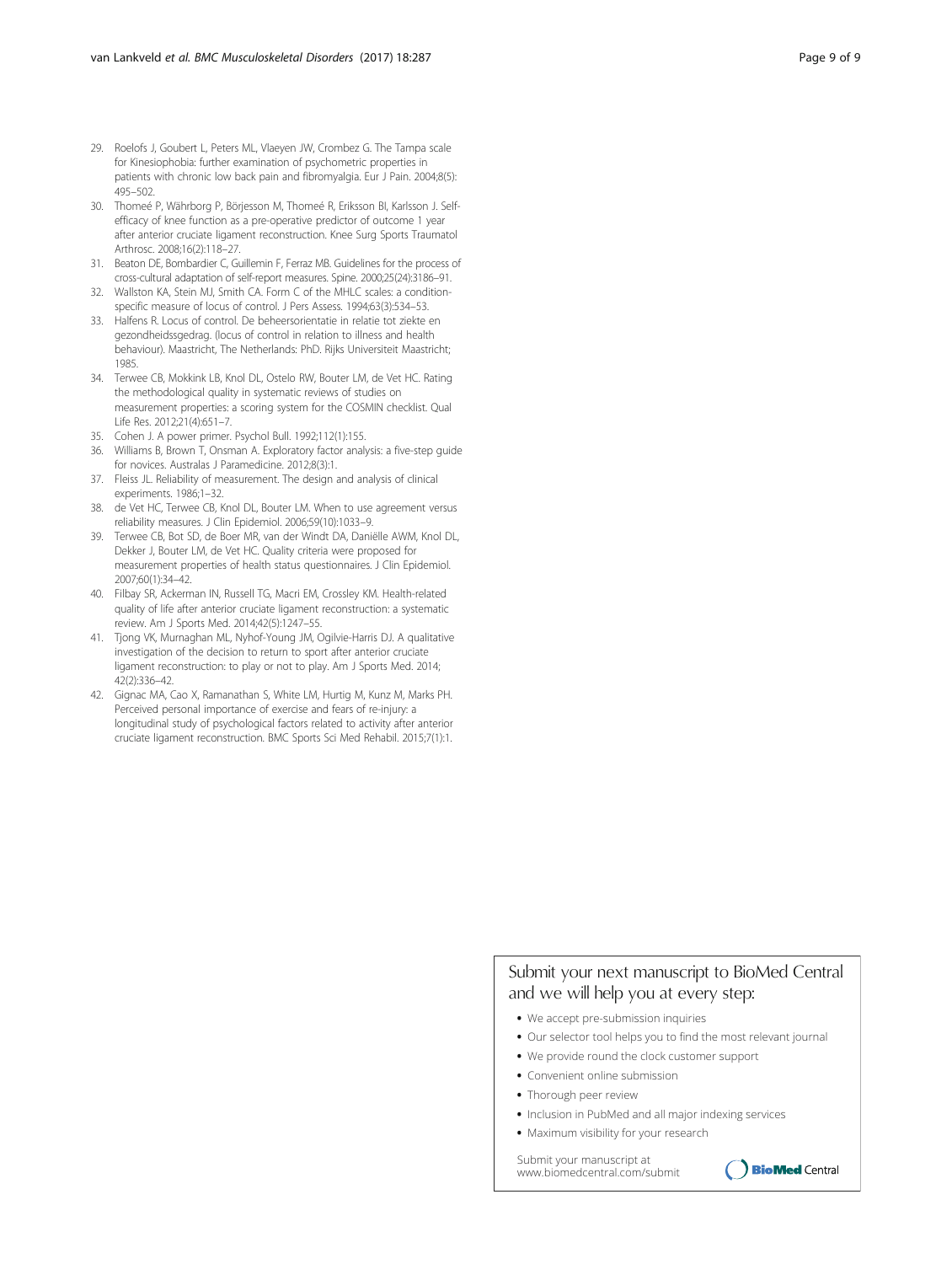29. Roelofs J, Goubert L, Peters ML, Vlaeyen JW, Crombez G. The Tampa scale for Kinesiophobia: further examination of psychometric properties in patients with chronic low back pain and fibromyalgia. Eur J Pain. 2004;8(5):495–502.
30. Thomeé P, Währborg P, Börjesson M, Thomeé R, Eriksson BI, Karlsson J. Self-efficacy of knee function as a pre-operative predictor of outcome 1 year after anterior cruciate ligament reconstruction. Knee Surg Sports Traumatol Arthrosc. 2008;16(2):118–27.
31. Beaton DE, Bombardier C, Guillemin F, Ferraz MB. Guidelines for the process of cross-cultural adaptation of self-report measures. Spine. 2000;25(24):3186–91.
32. Wallston KA, Stein MJ, Smith CA. Form C of the MHLC scales: a condition-specific measure of locus of control. J Pers Assess. 1994;63(3):534–53.
33. Halfens R. Locus of control. De beheersorientatie in relatie tot ziekte en gezondheidssgedrag. (locus of control in relation to illness and health behaviour). Maastricht, The Netherlands: PhD. Rijks Universiteit Maastricht; 1985.
34. Terwee CB, Mokkink LB, Knol DL, Ostelo RW, Bouter LM, de Vet HC. Rating the methodological quality in systematic reviews of studies on measurement properties: a scoring system for the COSMIN checklist. Qual Life Res. 2012;21(4):651–7.
35. Cohen J. A power primer. Psychol Bull. 1992;112(1):155.
36. Williams B, Brown T, Onsman A. Exploratory factor analysis: a five-step guide for novices. Australas J Paramedicine. 2012;8(3):1.
37. Fleiss JL. Reliability of measurement. The design and analysis of clinical experiments. 1986;1–32.
38. de Vet HC, Terwee CB, Knol DL, Bouter LM. When to use agreement versus reliability measures. J Clin Epidemiol. 2006;59(10):1033–9.
39. Terwee CB, Bot SD, de Boer MR, van der Windt DA, Daniëlle AWM, Knol DL, Dekker J, Bouter LM, de Vet HC. Quality criteria were proposed for measurement properties of health status questionnaires. J Clin Epidemiol. 2007;60(1):34–42.
40. Filbay SR, Ackerman IN, Russell TG, Macri EM, Crossley KM. Health-related quality of life after anterior cruciate ligament reconstruction: a systematic review. Am J Sports Med. 2014;42(5):1247–55.
41. Tjong VK, Murnaghan ML, Nyhof-Young JM, Ogilvie-Harris DJ. A qualitative investigation of the decision to return to sport after anterior cruciate ligament reconstruction: to play or not to play. Am J Sports Med. 2014;42(2):336–42.
42. Gignac MA, Cao X, Ramanathan S, White LM, Hurtig M, Kunz M, Marks PH. Perceived personal importance of exercise and fears of re-injury: a longitudinal study of psychological factors related to activity after anterior cruciate ligament reconstruction. BMC Sports Sci Med Rehabil. 2015;7(1):1.

Submit your next manuscript to BioMed Central and we will help you at every step:

- We accept pre-submission inquiries
- Our selector tool helps you to find the most relevant journal
- We provide round the clock customer support
- Convenient online submission
- Thorough peer review
- Inclusion in PubMed and all major indexing services
- Maximum visibility for your research

Submit your manuscript at
www.biomedcentral.com/submit

BioMed Central